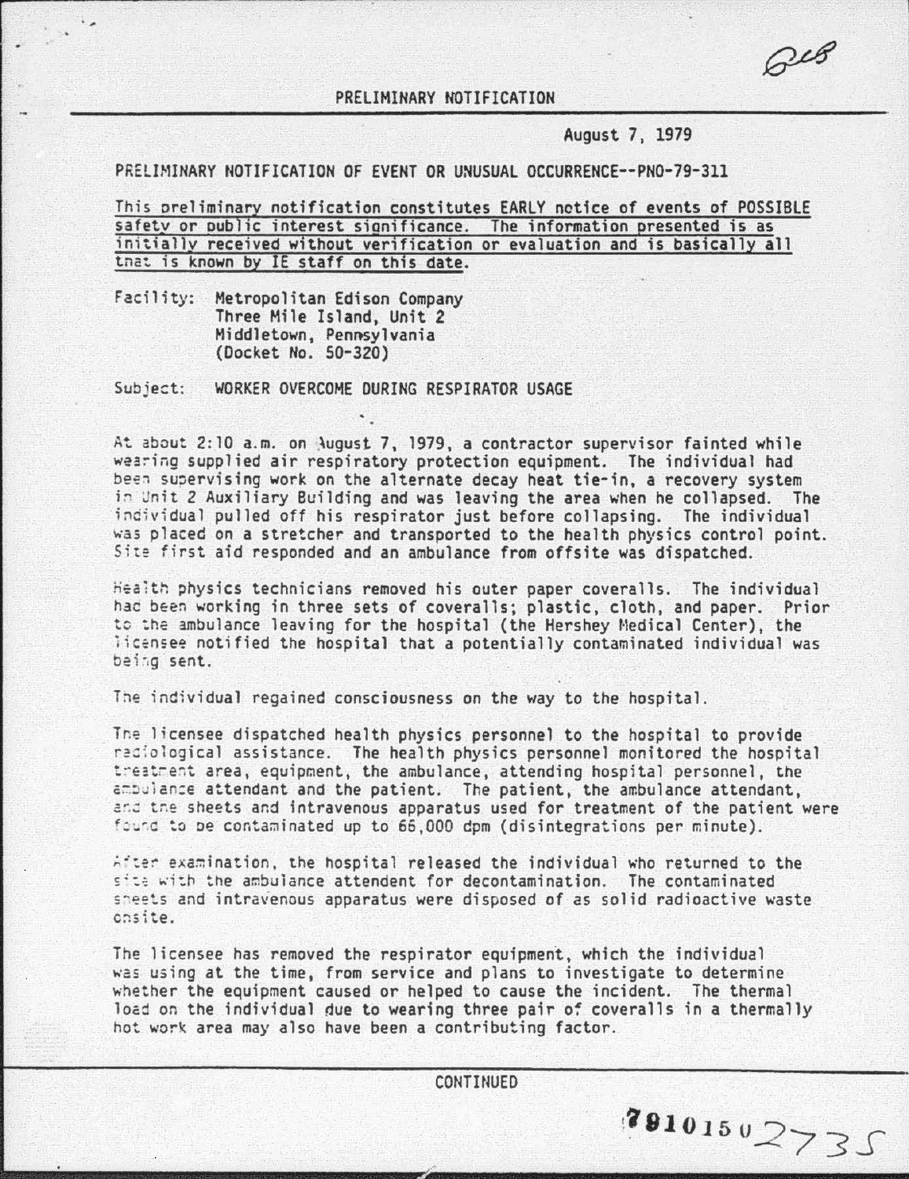# PRELIMINARY NOTIFICATION

August 7, 1979

PRELIMINARY NOTIFICATION OF EVENT OR UNUSUAL OCCURRENCE--PNO-79-311

This preliminary notification constitutes EARLY notice of events of POSSIBLE safety or public interest significance. The information presented is as initially received without verification or evaluation and is basically all that is known by IE staff on this date.

Facility: Metropolitan Edison Company
Three Mile Island, Unit 2
Middletown, Pennsylvania
(Docket No. 50-320)

Subject: WORKER OVERCOME DURING RESPIRATOR USAGE

At about 2:10 a.m. on August 7, 1979, a contractor supervisor fainted while wearing supplied air respiratory protection equipment. The individual had been supervising work on the alternate decay heat tie-in, a recovery system in Unit 2 Auxiliary Building and was leaving the area when he collapsed. The individual pulled off his respirator just before collapsing. The individual was placed on a stretcher and transported to the health physics control point. Site first aid responded and an ambulance from offsite was dispatched.

Health physics technicians removed his outer paper coveralls. The individual had been working in three sets of coveralls; plastic, cloth, and paper. Prior to the ambulance leaving for the hospital (the Hershey Medical Center), the licensee notified the hospital that a potentially contaminated individual was being sent.

The individual regained consciousness on the way to the hospital.

The licensee dispatched health physics personnel to the hospital to provide radiological assistance. The health physics personnel monitored the hospital treatment area, equipment, the ambulance, attending hospital personnel, the ambulance attendant and the patient. The patient, the ambulance attendant, and the sheets and intravenous apparatus used for treatment of the patient were found to be contaminated up to 66,000 dpm (disintegrations per minute).

After examination, the hospital released the individual who returned to the site with the ambulance attendent for decontamination. The contaminated sheets and intravenous apparatus were disposed of as solid radioactive waste onsite.

The licensee has removed the respirator equipment, which the individual was using at the time, from service and plans to investigate to determine whether the equipment caused or helped to cause the incident. The thermal load on the individual due to wearing three pair of coveralls in a thermally hot work area may also have been a contributing factor.

CONTINUED

7910150735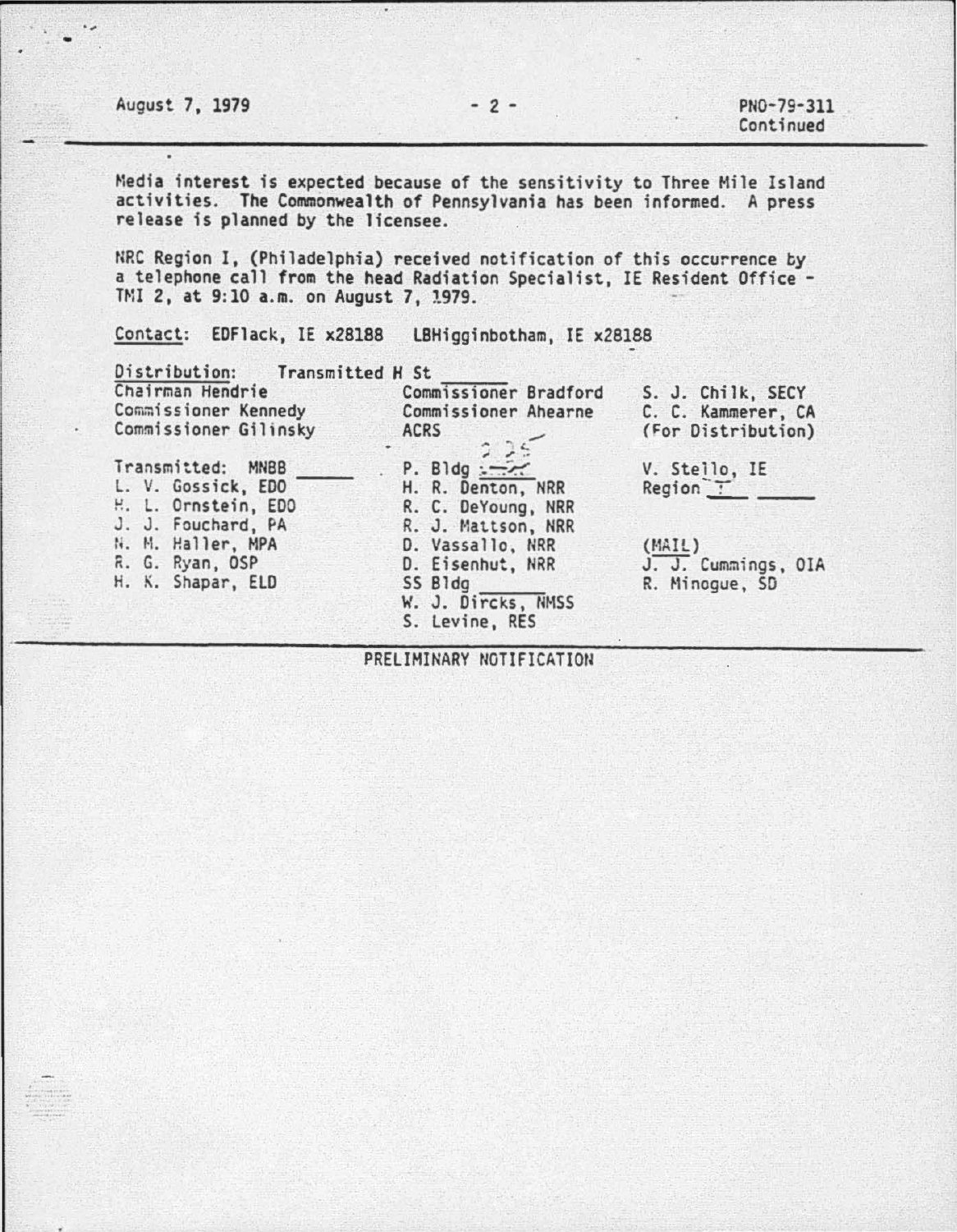Media interest is expected because of the sensitivity to Three Mile Island activities. The Commonwealth of Pennsylvania has been informed. A press release is planned by the licensee.

NRC Region I, (Philadelphia) received notification of this occurrence by a telephone call from the head Radiation Specialist, IE Resident Office - TMI 2, at 9:10 a.m. on August 7, 1979.

Contact: EDFlack, IE x28188 LBHigginbotham, IE x28188

Distribution: Transmitted H St ______

| | | |
|---|---|---|
| Chairman Hendrie | Commissioner Bradford | S. J. Chilk, SECY |
| Commissioner Kennedy | Commissioner Ahearne | C. C. Kammerer, CA |
| Commissioner Gilinsky | ACRS | (For Distribution) |
| | | |
| Transmitted: MNBB ______ | P. Bldg ______ | V. Stello, IE |
| L. V. Gossick, EDO | H. R. Denton, NRR | Region I ______ |
| H. L. Ornstein, EDO | R. C. DeYoung, NRR | |
| J. J. Fouchard, PA | R. J. Mattson, NRR | |
| N. M. Haller, MPA | D. Vassallo, NRR | (MAIL) |
| R. G. Ryan, OSP | D. Eisenhut, NRR | J. J. Cummings, OIA |
| H. K. Shapar, ELD | SS Bldg ______ | R. Minogue, SD |
| | W. J. Dircks, NMSS | |
| | S. Levine, RES | |

PRELIMINARY NOTIFICATION